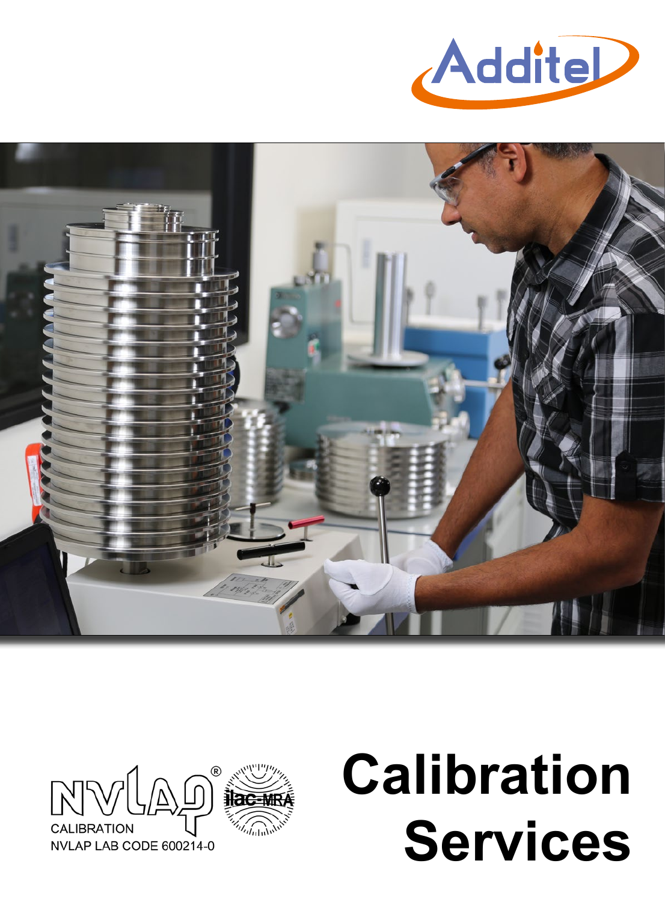Additel

CALIBRATION
NVLAP LAB CODE 600214-0

# Calibration Services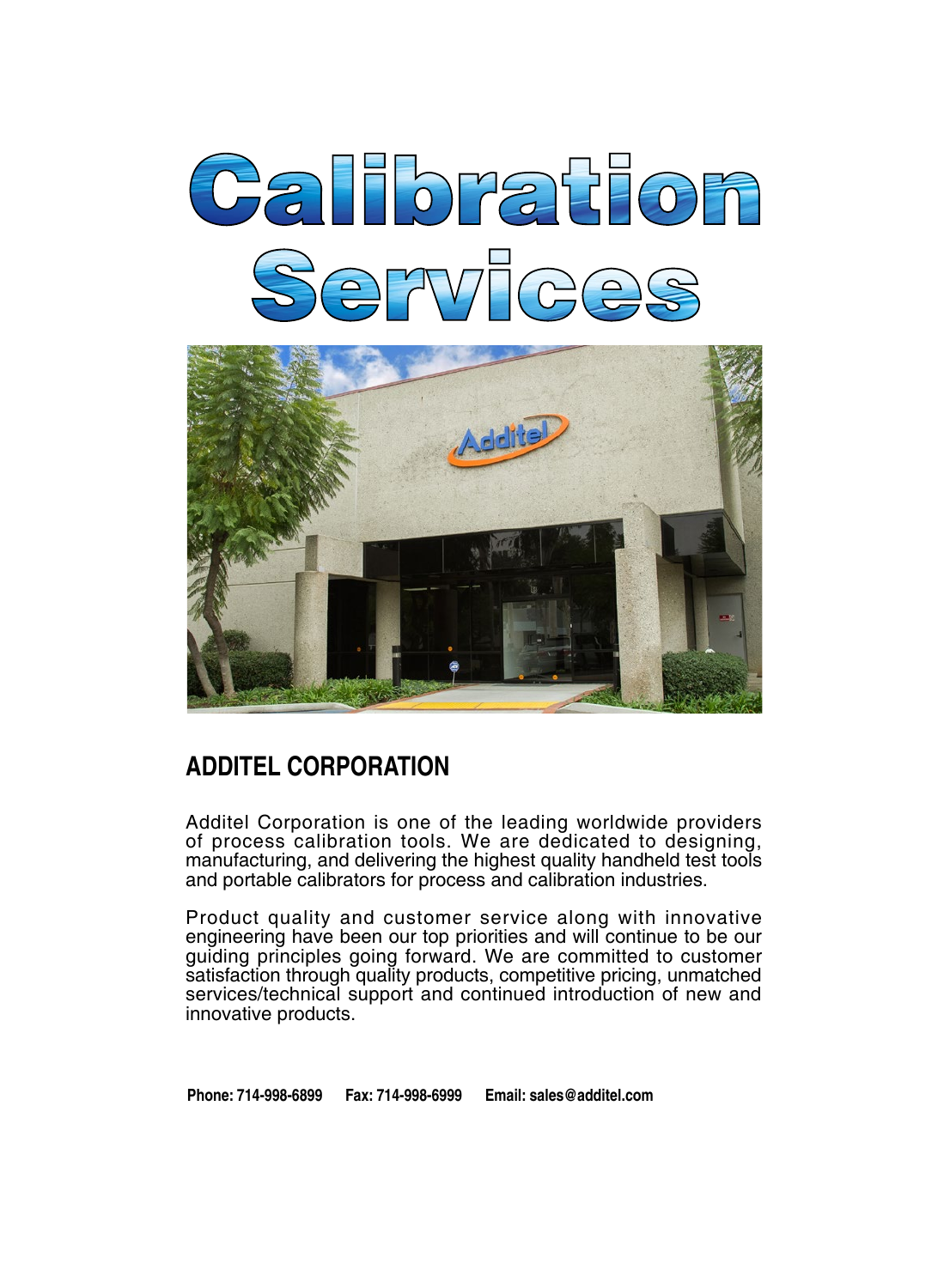# Calibration Services

## ADDITEL CORPORATION

Additel Corporation is one of the leading worldwide providers of process calibration tools. We are dedicated to designing, manufacturing, and delivering the highest quality handheld test tools and portable calibrators for process and calibration industries.

Product quality and customer service along with innovative engineering have been our top priorities and will continue to be our guiding principles going forward. We are committed to customer satisfaction through quality products, competitive pricing, unmatched services/technical support and continued introduction of new and innovative products.

**Phone: 714-998-6899 Fax: 714-998-6999 Email: sales@additel.com**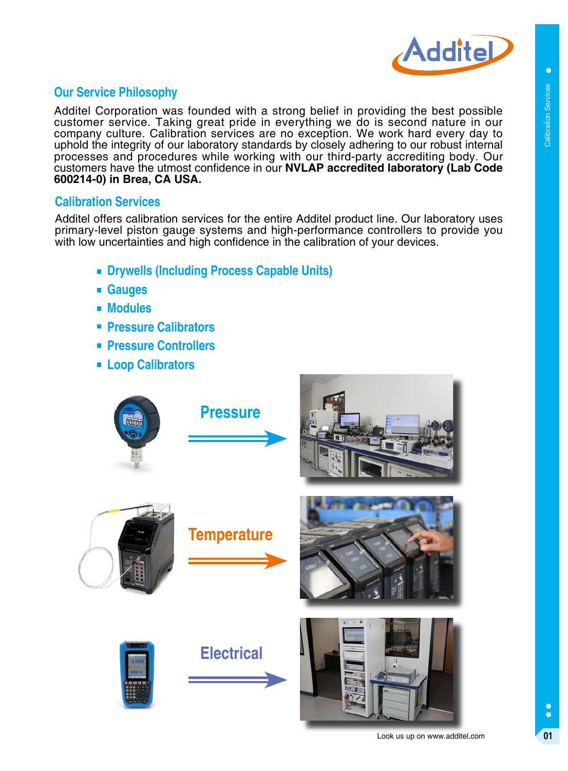## Our Service Philosophy

Additel Corporation was founded with a strong belief in providing the best possible customer service. Taking great pride in everything we do is second nature in our company culture. Calibration services are no exception. We work hard every day to uphold the integrity of our laboratory standards by closely adhering to our robust internal processes and procedures while working with our third-party accrediting body. Our customers have the utmost confidence in our **NVLAP accredited laboratory (Lab Code 600214-0) in Brea, CA USA.**

## Calibration Services

Additel offers calibration services for the entire Additel product line. Our laboratory uses primary-level piston gauge systems and high-performance controllers to provide you with low uncertainties and high confidence in the calibration of your devices.

- **Drywells (Including Process Capable Units)**
- **Gauges**
- **Modules**
- **Pressure Calibrators**
- **Pressure Controllers**
- **Loop Calibrators**

**Pressure**

**Temperature**

**Electrical**

Look us up on www.additel.com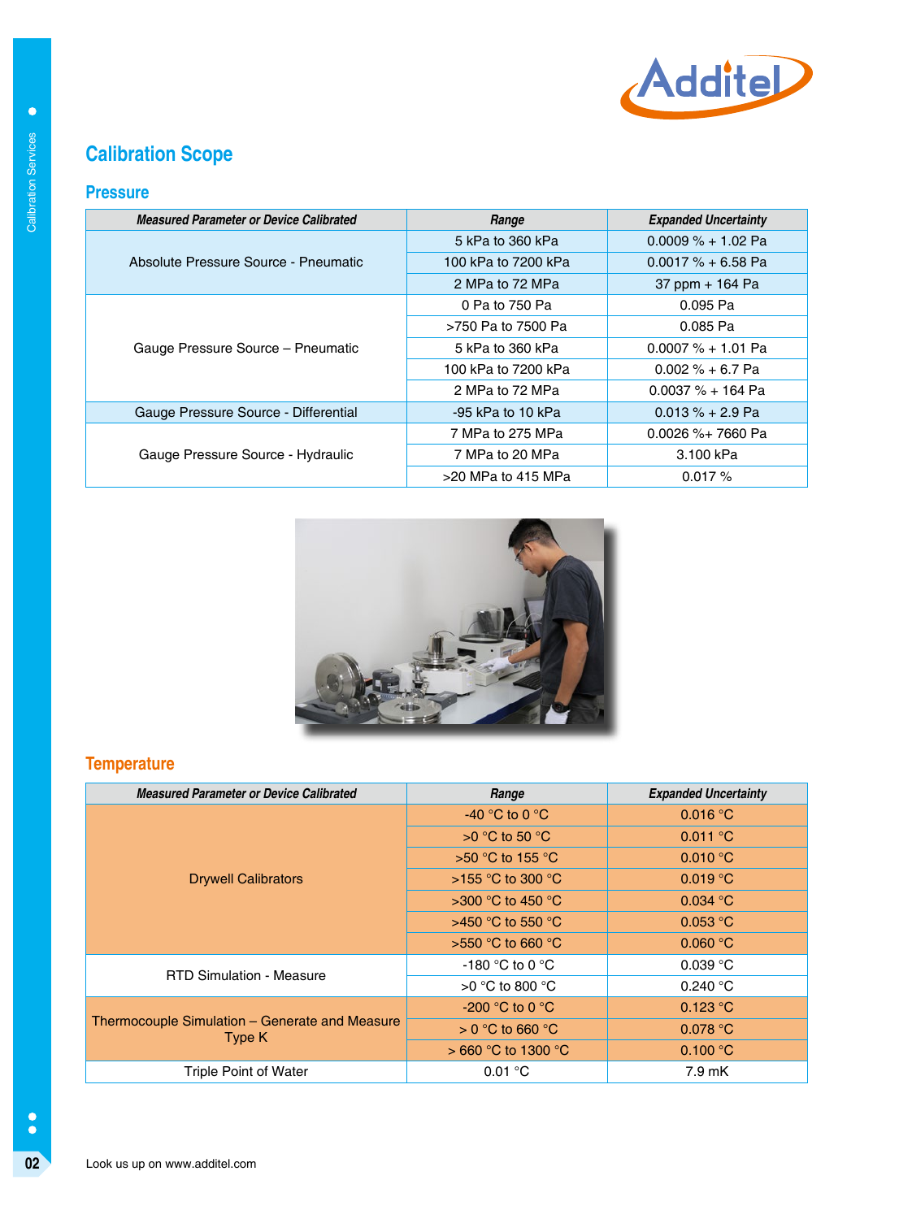# Calibration Scope

## Pressure

| Measured Parameter or Device Calibrated | Range | Expanded Uncertainty |
|---|---|---|
| Absolute Pressure Source - Pneumatic | 5 kPa to 360 kPa | 0.0009 % + 1.02 Pa |
| | 100 kPa to 7200 kPa | 0.0017 % + 6.58 Pa |
| | 2 MPa to 72 MPa | 37 ppm + 164 Pa |
| Gauge Pressure Source – Pneumatic | 0 Pa to 750 Pa | 0.095 Pa |
| | >750 Pa to 7500 Pa | 0.085 Pa |
| | 5 kPa to 360 kPa | 0.0007 % + 1.01 Pa |
| | 100 kPa to 7200 kPa | 0.002 % + 6.7 Pa |
| | 2 MPa to 72 MPa | 0.0037 % + 164 Pa |
| Gauge Pressure Source - Differential | -95 kPa to 10 kPa | 0.013 % + 2.9 Pa |
| Gauge Pressure Source - Hydraulic | 7 MPa to 275 MPa | 0.0026 %+ 7660 Pa |
| | 7 MPa to 20 MPa | 3.100 kPa |
| | >20 MPa to 415 MPa | 0.017 % |

## Temperature

| Measured Parameter or Device Calibrated | Range | Expanded Uncertainty |
|---|---|---|
| Drywell Calibrators | -40 °C to 0 °C | 0.016 °C |
| | >0 °C to 50 °C | 0.011 °C |
| | >50 °C to 155 °C | 0.010 °C |
| | >155 °C to 300 °C | 0.019 °C |
| | >300 °C to 450 °C | 0.034 °C |
| | >450 °C to 550 °C | 0.053 °C |
| | >550 °C to 660 °C | 0.060 °C |
| RTD Simulation - Measure | -180 °C to 0 °C | 0.039 °C |
| | >0 °C to 800 °C | 0.240 °C |
| Thermocouple Simulation – Generate and Measure Type K | -200 °C to 0 °C | 0.123 °C |
| | > 0 °C to 660 °C | 0.078 °C |
| | > 660 °C to 1300 °C | 0.100 °C |
| Triple Point of Water | 0.01 °C | 7.9 mK |

Look us up on www.additel.com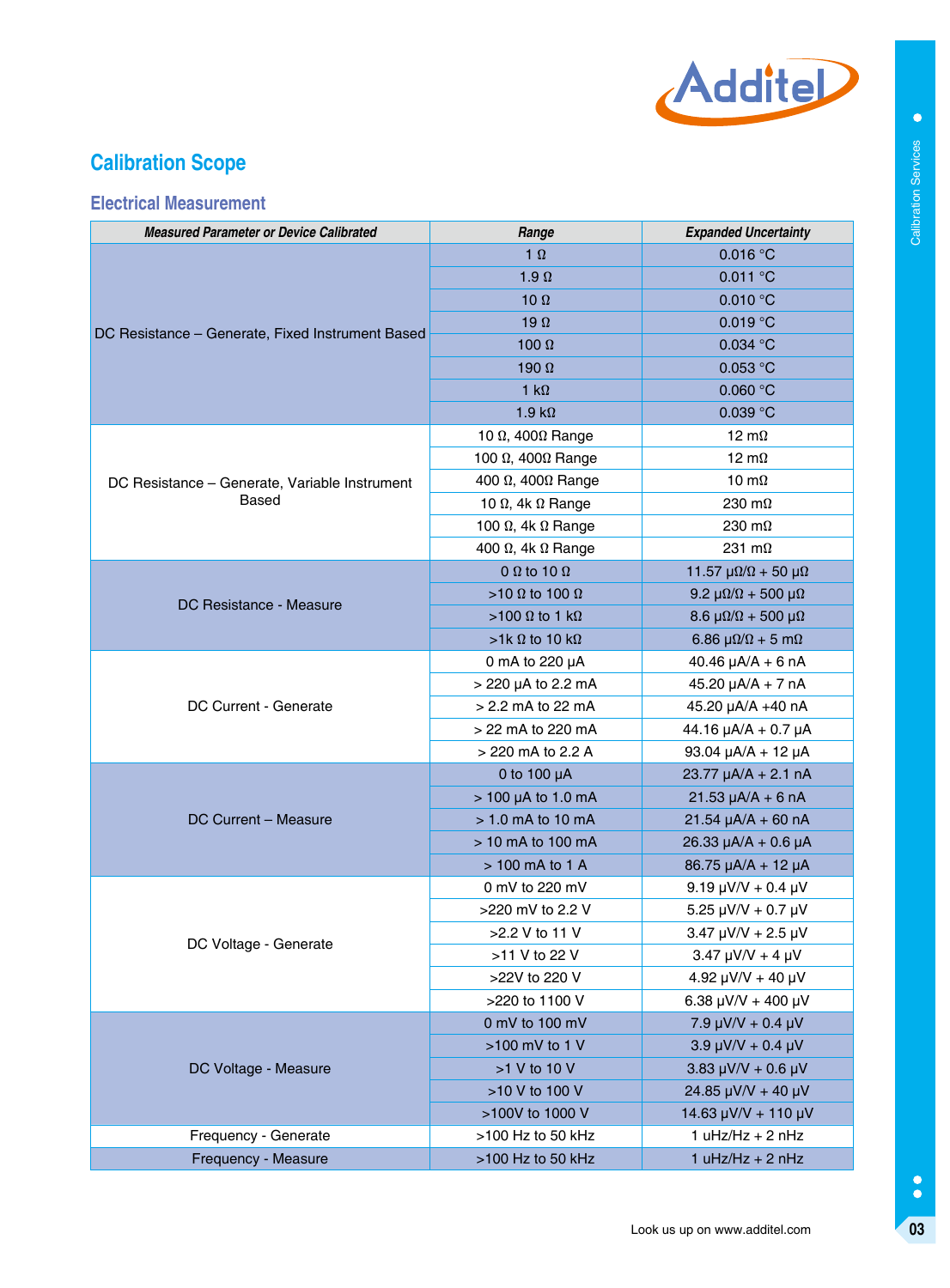## Calibration Scope

### Electrical Measurement

| Measured Parameter or Device Calibrated | Range | Expanded Uncertainty |
|---|---|---|
| DC Resistance – Generate, Fixed Instrument Based | 1 Ω | 0.016 °C |
| | 1.9 Ω | 0.011 °C |
| | 10 Ω | 0.010 °C |
| | 19 Ω | 0.019 °C |
| | 100 Ω | 0.034 °C |
| | 190 Ω | 0.053 °C |
| | 1 kΩ | 0.060 °C |
| | 1.9 kΩ | 0.039 °C |
| DC Resistance – Generate, Variable Instrument Based | 10 Ω, 400Ω Range | 12 mΩ |
| | 100 Ω, 400Ω Range | 12 mΩ |
| | 400 Ω, 400Ω Range | 10 mΩ |
| | 10 Ω, 4k Ω Range | 230 mΩ |
| | 100 Ω, 4k Ω Range | 230 mΩ |
| | 400 Ω, 4k Ω Range | 231 mΩ |
| DC Resistance - Measure | 0 Ω to 10 Ω | 11.57 μΩ/Ω + 50 μΩ |
| | >10 Ω to 100 Ω | 9.2 μΩ/Ω + 500 μΩ |
| | >100 Ω to 1 kΩ | 8.6 μΩ/Ω + 500 μΩ |
| | >1k Ω to 10 kΩ | 6.86 μΩ/Ω + 5 mΩ |
| DC Current - Generate | 0 mA to 220 μA | 40.46 μA/A + 6 nA |
| | > 220 μA to 2.2 mA | 45.20 μA/A + 7 nA |
| | > 2.2 mA to 22 mA | 45.20 μA/A +40 nA |
| | > 22 mA to 220 mA | 44.16 μA/A + 0.7 μA |
| | > 220 mA to 2.2 A | 93.04 μA/A + 12 μA |
| DC Current – Measure | 0 to 100 μA | 23.77 μA/A + 2.1 nA |
| | > 100 μA to 1.0 mA | 21.53 μA/A + 6 nA |
| | > 1.0 mA to 10 mA | 21.54 μA/A + 60 nA |
| | > 10 mA to 100 mA | 26.33 μA/A + 0.6 μA |
| | > 100 mA to 1 A | 86.75 μA/A + 12 μA |
| DC Voltage - Generate | 0 mV to 220 mV | 9.19 μV/V + 0.4 μV |
| | >220 mV to 2.2 V | 5.25 μV/V + 0.7 μV |
| | >2.2 V to 11 V | 3.47 μV/V + 2.5 μV |
| | >11 V to 22 V | 3.47 μV/V + 4 μV |
| | >22V to 220 V | 4.92 μV/V + 40 μV |
| | >220 to 1100 V | 6.38 μV/V + 400 μV |
| DC Voltage - Measure | 0 mV to 100 mV | 7.9 μV/V + 0.4 μV |
| | >100 mV to 1 V | 3.9 μV/V + 0.4 μV |
| | >1 V to 10 V | 3.83 μV/V + 0.6 μV |
| | >10 V to 100 V | 24.85 μV/V + 40 μV |
| | >100V to 1000 V | 14.63 μV/V + 110 μV |
| Frequency - Generate | >100 Hz to 50 kHz | 1 uHz/Hz + 2 nHz |
| Frequency - Measure | >100 Hz to 50 kHz | 1 uHz/Hz + 2 nHz |

Look us up on www.additel.com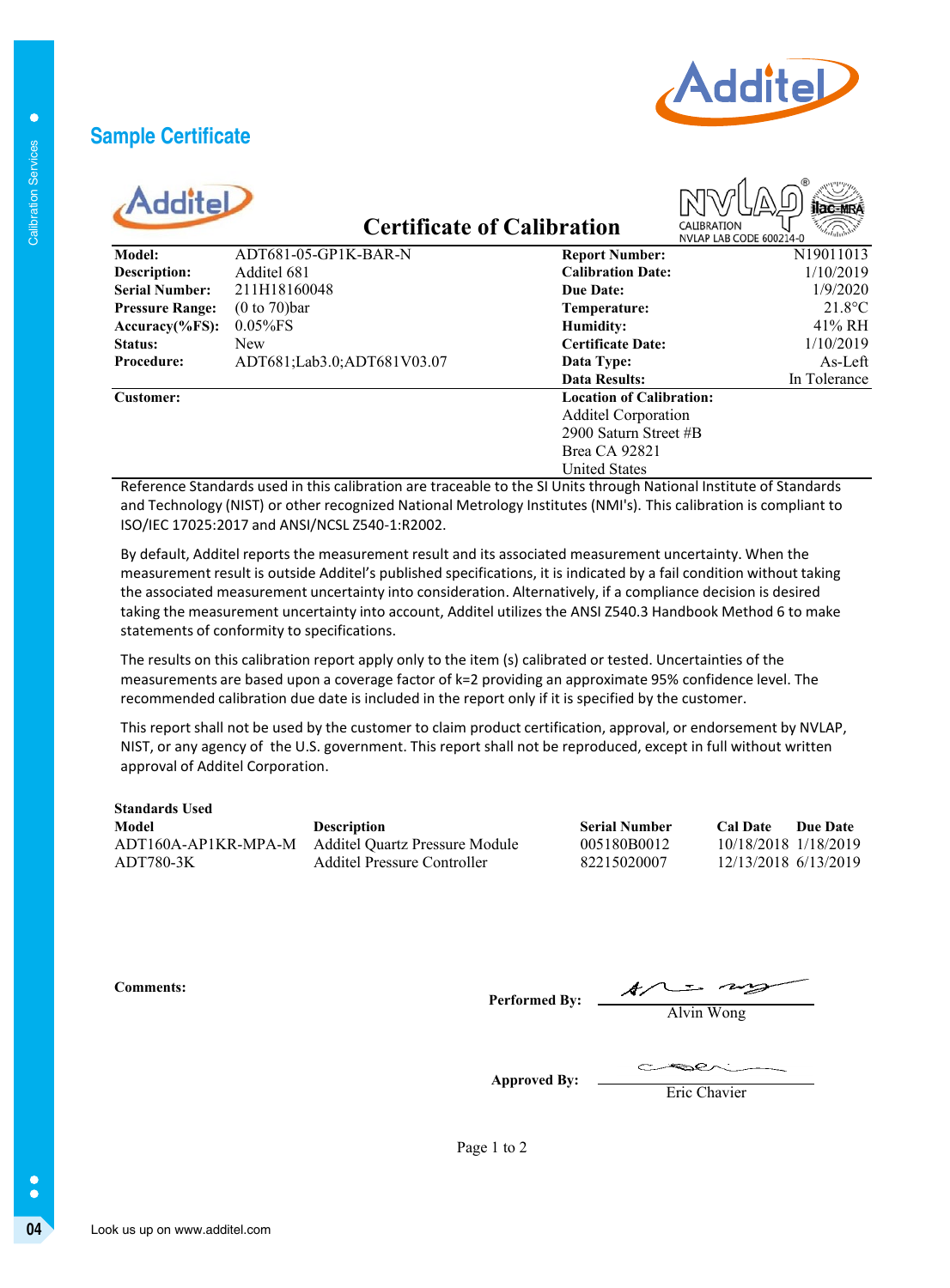## Sample Certificate

# Certificate of Calibration

CALIBRATION
NVLAP LAB CODE 600214-0

| | | | |
|---|---|---|---|
| **Model:** | ADT681-05-GP1K-BAR-N | **Report Number:** | N19011013 |
| **Description:** | Additel 681 | **Calibration Date:** | 1/10/2019 |
| **Serial Number:** | 211H18160048 | **Due Date:** | 1/9/2020 |
| **Pressure Range:** | (0 to 70)bar | **Temperature:** | 21.8°C |
| **Accuracy(%FS):** | 0.05%FS | **Humidity:** | 41% RH |
| **Status:** | New | **Certificate Date:** | 1/10/2019 |
| **Procedure:** | ADT681;Lab3.0;ADT681V03.07 | **Data Type:** | As-Left |
| | | **Data Results:** | In Tolerance |

**Customer:**

**Location of Calibration:**
Additel Corporation
2900 Saturn Street #B
Brea CA 92821
United States

Reference Standards used in this calibration are traceable to the SI Units through National Institute of Standards and Technology (NIST) or other recognized National Metrology Institutes (NMI's). This calibration is compliant to ISO/IEC 17025:2017 and ANSI/NCSL Z540-1:R2002.

By default, Additel reports the measurement result and its associated measurement uncertainty. When the measurement result is outside Additel's published specifications, it is indicated by a fail condition without taking the associated measurement uncertainty into consideration. Alternatively, if a compliance decision is desired taking the measurement uncertainty into account, Additel utilizes the ANSI Z540.3 Handbook Method 6 to make statements of conformity to specifications.

The results on this calibration report apply only to the item (s) calibrated or tested. Uncertainties of the measurements are based upon a coverage factor of k=2 providing an approximate 95% confidence level. The recommended calibration due date is included in the report only if it is specified by the customer.

This report shall not be used by the customer to claim product certification, approval, or endorsement by NVLAP, NIST, or any agency of the U.S. government. This report shall not be reproduced, except in full without written approval of Additel Corporation.

**Standards Used**

| Model | Description | Serial Number | Cal Date | Due Date |
|---|---|---|---|---|
| ADT160A-AP1KR-MPA-M | Additel Quartz Pressure Module | 005180B0012 | 10/18/2018 | 1/18/2019 |
| ADT780-3K | Additel Pressure Controller | 82215020007 | 12/13/2018 | 6/13/2019 |

**Comments:**

**Performed By:** Alvin Wong

**Approved By:** Eric Chavier

Page 1 to 2

Look us up on www.additel.com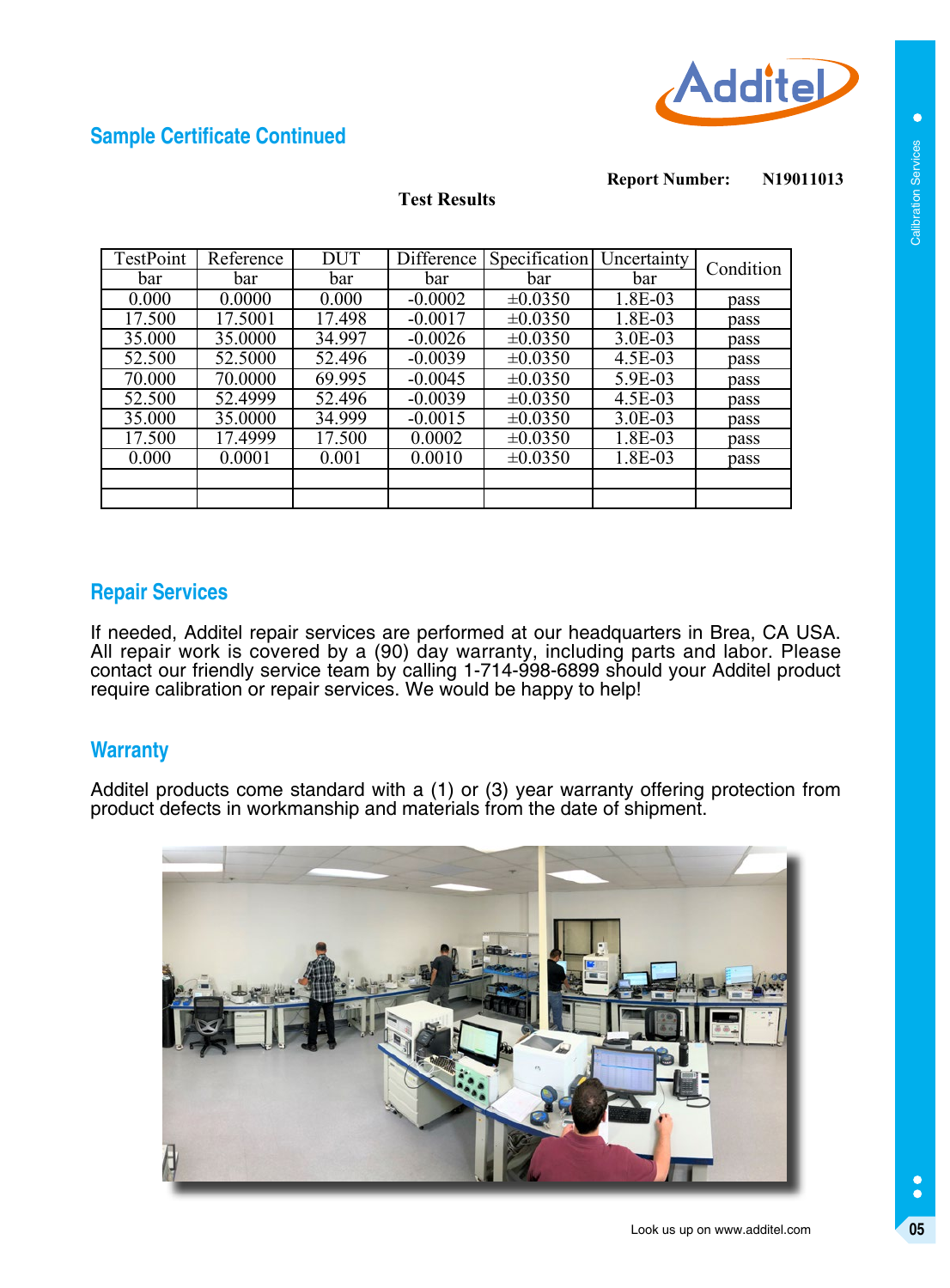## Sample Certificate Continued

**Report Number:** **N19011013**

**Test Results**

| TestPoint bar | Reference bar | DUT bar | Difference bar | Specification bar | Uncertainty bar | Condition |
|---|---|---|---|---|---|---|
| 0.000 | 0.0000 | 0.000 | -0.0002 | ±0.0350 | 1.8E-03 | pass |
| 17.500 | 17.5001 | 17.498 | -0.0017 | ±0.0350 | 1.8E-03 | pass |
| 35.000 | 35.0000 | 34.997 | -0.0026 | ±0.0350 | 3.0E-03 | pass |
| 52.500 | 52.5000 | 52.496 | -0.0039 | ±0.0350 | 4.5E-03 | pass |
| 70.000 | 70.0000 | 69.995 | -0.0045 | ±0.0350 | 5.9E-03 | pass |
| 52.500 | 52.4999 | 52.496 | -0.0039 | ±0.0350 | 4.5E-03 | pass |
| 35.000 | 35.0000 | 34.999 | -0.0015 | ±0.0350 | 3.0E-03 | pass |
| 17.500 | 17.4999 | 17.500 | 0.0002 | ±0.0350 | 1.8E-03 | pass |
| 0.000 | 0.0001 | 0.001 | 0.0010 | ±0.0350 | 1.8E-03 | pass |
| | | | | | | |
| | | | | | | |

## Repair Services

If needed, Additel repair services are performed at our headquarters in Brea, CA USA. All repair work is covered by a (90) day warranty, including parts and labor. Please contact our friendly service team by calling 1-714-998-6899 should your Additel product require calibration or repair services. We would be happy to help!

## Warranty

Additel products come standard with a (1) or (3) year warranty offering protection from product defects in workmanship and materials from the date of shipment.

Look us up on www.additel.com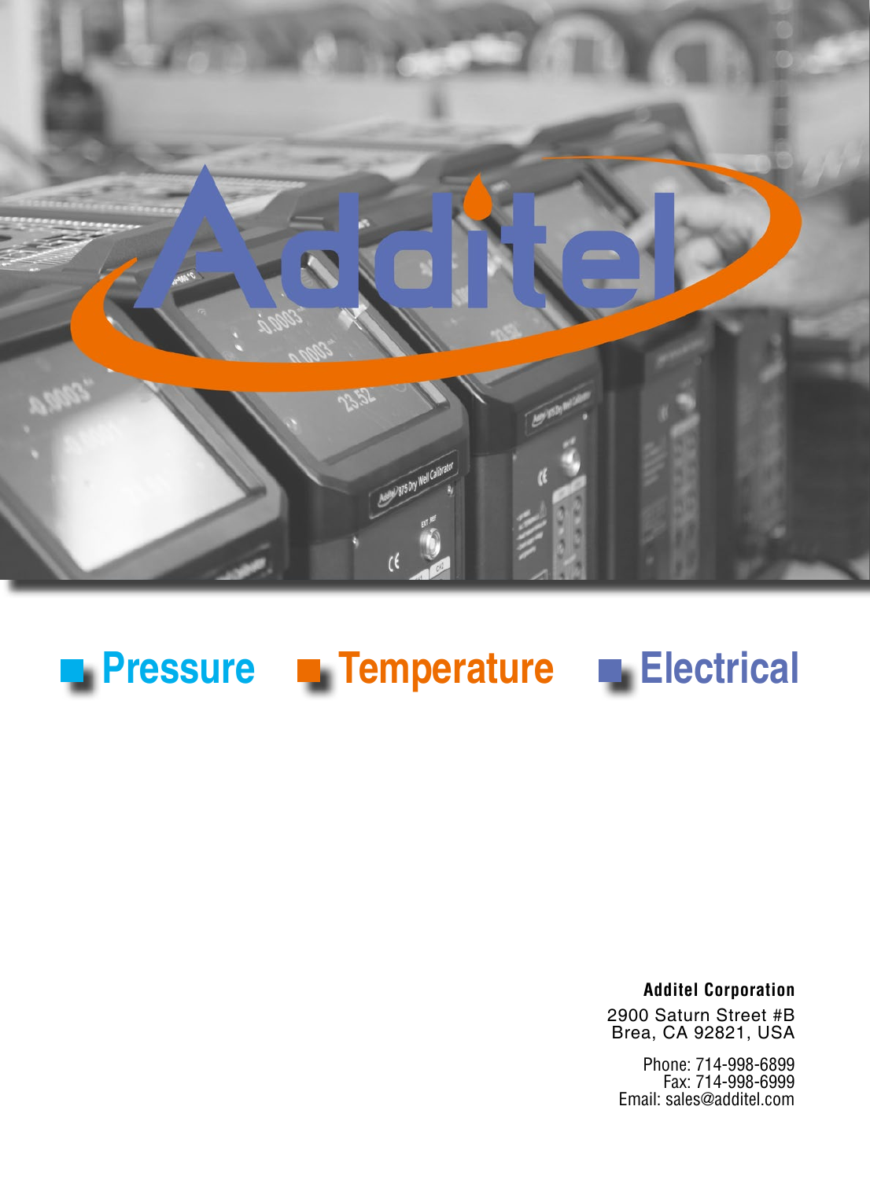■ Pressure ■ Temperature ■ Electrical

**Additel Corporation**

2900 Saturn Street #B
Brea, CA 92821, USA

Phone: 714-998-6899
Fax: 714-998-6999
Email: sales@additel.com